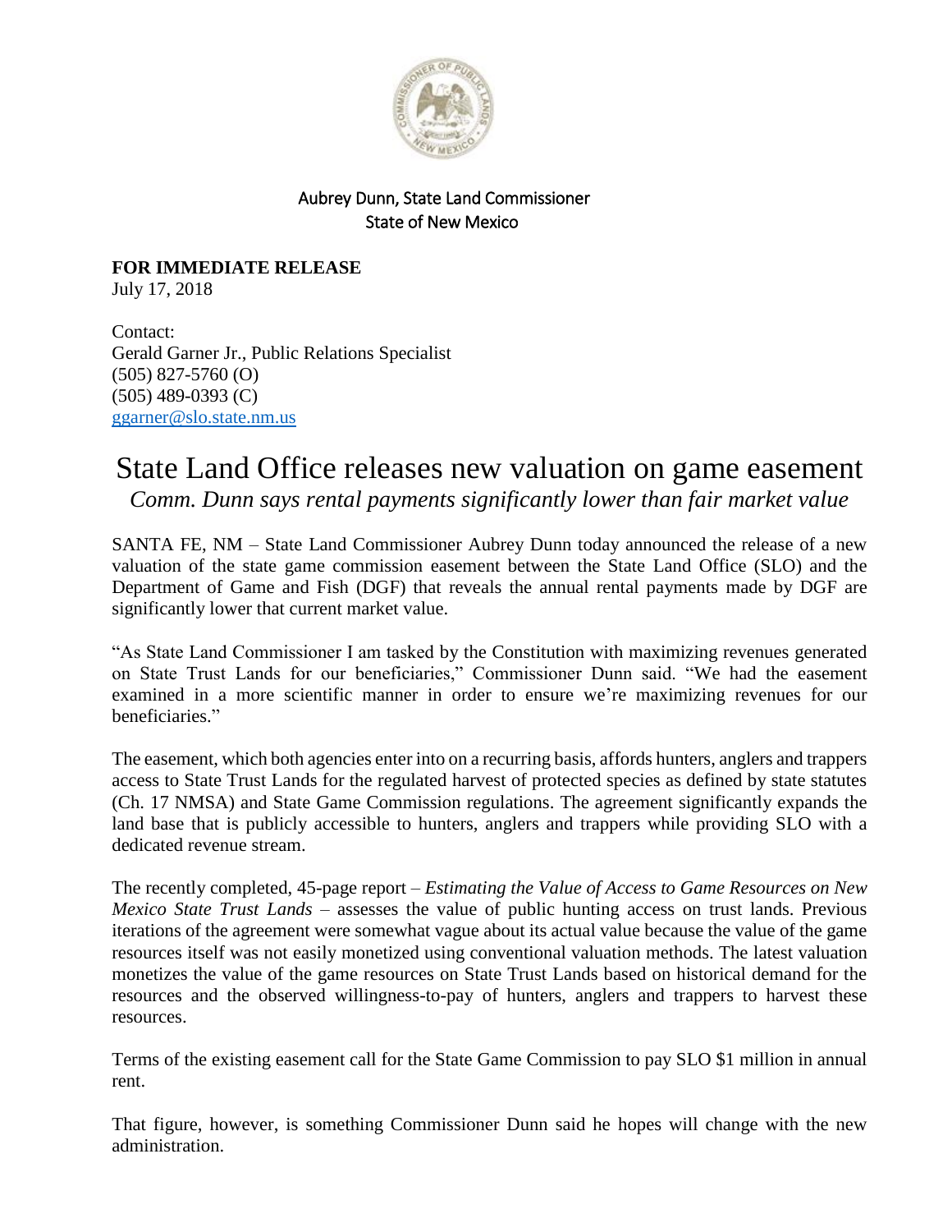Aubrey Dunn, State Land Commissioner
State of New Mexico

**FOR IMMEDIATE RELEASE**
July 17, 2018

Contact:
Gerald Garner Jr., Public Relations Specialist
(505) 827-5760 (O)
(505) 489-0393 (C)
ggarner@slo.state.nm.us

# State Land Office releases new valuation on game easement

*Comm. Dunn says rental payments significantly lower than fair market value*

SANTA FE, NM – State Land Commissioner Aubrey Dunn today announced the release of a new valuation of the state game commission easement between the State Land Office (SLO) and the Department of Game and Fish (DGF) that reveals the annual rental payments made by DGF are significantly lower that current market value.

"As State Land Commissioner I am tasked by the Constitution with maximizing revenues generated on State Trust Lands for our beneficiaries," Commissioner Dunn said. "We had the easement examined in a more scientific manner in order to ensure we're maximizing revenues for our beneficiaries."

The easement, which both agencies enter into on a recurring basis, affords hunters, anglers and trappers access to State Trust Lands for the regulated harvest of protected species as defined by state statutes (Ch. 17 NMSA) and State Game Commission regulations. The agreement significantly expands the land base that is publicly accessible to hunters, anglers and trappers while providing SLO with a dedicated revenue stream.

The recently completed, 45-page report – *Estimating the Value of Access to Game Resources on New Mexico State Trust Lands* – assesses the value of public hunting access on trust lands. Previous iterations of the agreement were somewhat vague about its actual value because the value of the game resources itself was not easily monetized using conventional valuation methods. The latest valuation monetizes the value of the game resources on State Trust Lands based on historical demand for the resources and the observed willingness-to-pay of hunters, anglers and trappers to harvest these resources.

Terms of the existing easement call for the State Game Commission to pay SLO $1 million in annual rent.

That figure, however, is something Commissioner Dunn said he hopes will change with the new administration.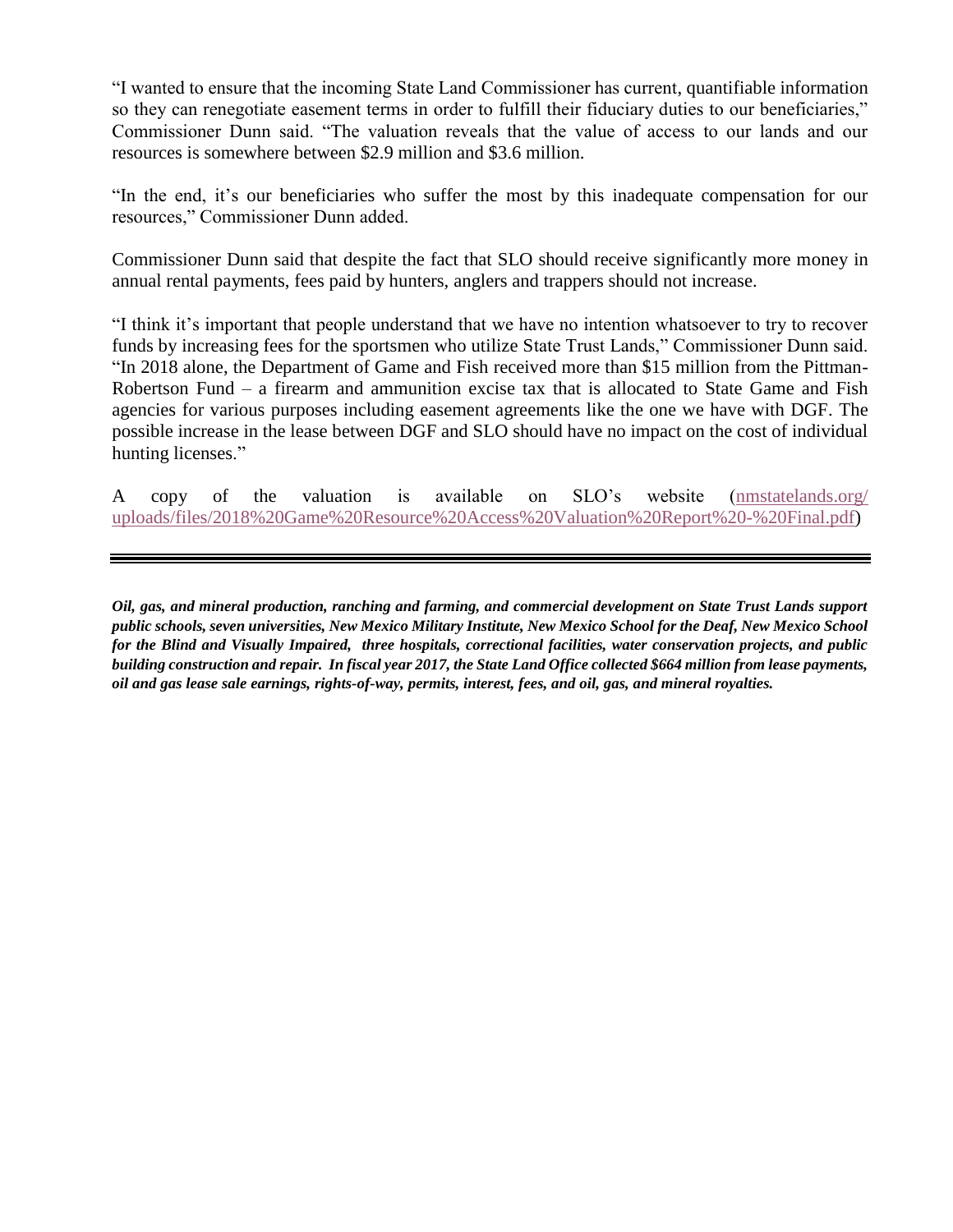"I wanted to ensure that the incoming State Land Commissioner has current, quantifiable information so they can renegotiate easement terms in order to fulfill their fiduciary duties to our beneficiaries," Commissioner Dunn said. "The valuation reveals that the value of access to our lands and our resources is somewhere between \$2.9 million and \$3.6 million.

"In the end, it's our beneficiaries who suffer the most by this inadequate compensation for our resources," Commissioner Dunn added.

Commissioner Dunn said that despite the fact that SLO should receive significantly more money in annual rental payments, fees paid by hunters, anglers and trappers should not increase.

"I think it's important that people understand that we have no intention whatsoever to try to recover funds by increasing fees for the sportsmen who utilize State Trust Lands," Commissioner Dunn said. "In 2018 alone, the Department of Game and Fish received more than \$15 million from the Pittman-Robertson Fund – a firearm and ammunition excise tax that is allocated to State Game and Fish agencies for various purposes including easement agreements like the one we have with DGF. The possible increase in the lease between DGF and SLO should have no impact on the cost of individual hunting licenses."

A copy of the valuation is available on SLO's website (nmstatelands.org/uploads/files/2018%20Game%20Resource%20Access%20Valuation%20Report%20-%20Final.pdf)

---

***Oil, gas, and mineral production, ranching and farming, and commercial development on State Trust Lands support public schools, seven universities, New Mexico Military Institute, New Mexico School for the Deaf, New Mexico School for the Blind and Visually Impaired, three hospitals, correctional facilities, water conservation projects, and public building construction and repair. In fiscal year 2017, the State Land Office collected \$664 million from lease payments, oil and gas lease sale earnings, rights-of-way, permits, interest, fees, and oil, gas, and mineral royalties.***